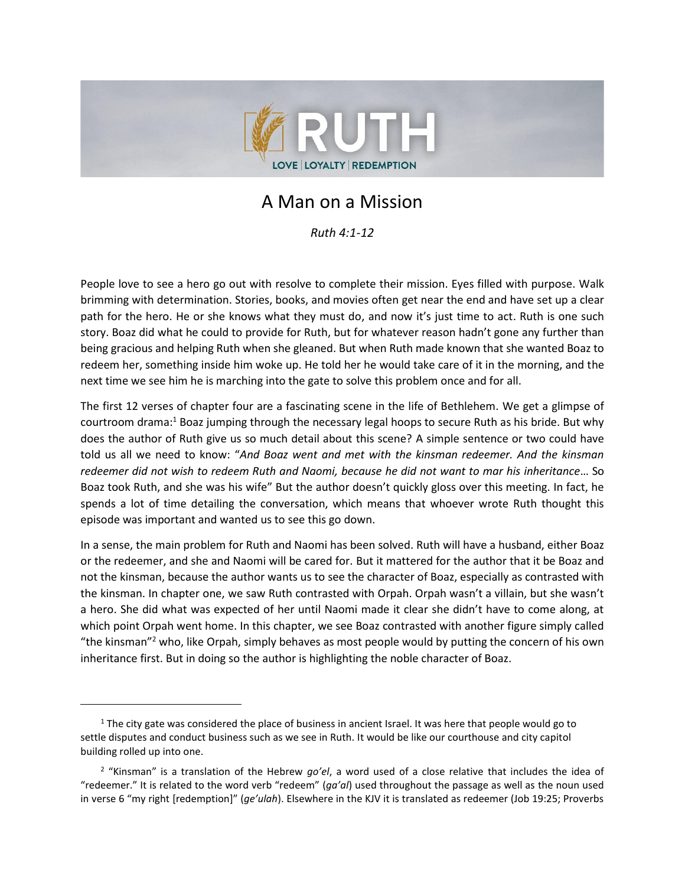# A Man on a Mission

*Ruth 4:1-12*

People love to see a hero go out with resolve to complete their mission. Eyes filled with purpose. Walk brimming with determination. Stories, books, and movies often get near the end and have set up a clear path for the hero. He or she knows what they must do, and now it's just time to act. Ruth is one such story. Boaz did what he could to provide for Ruth, but for whatever reason hadn't gone any further than being gracious and helping Ruth when she gleaned. But when Ruth made known that she wanted Boaz to redeem her, something inside him woke up. He told her he would take care of it in the morning, and the next time we see him he is marching into the gate to solve this problem once and for all.

The first 12 verses of chapter four are a fascinating scene in the life of Bethlehem. We get a glimpse of courtroom drama:[1] Boaz jumping through the necessary legal hoops to secure Ruth as his bride. But why does the author of Ruth give us so much detail about this scene? A simple sentence or two could have told us all we need to know: "*And Boaz went and met with the kinsman redeemer. And the kinsman redeemer did not wish to redeem Ruth and Naomi, because he did not want to mar his inheritance*… So Boaz took Ruth, and she was his wife" But the author doesn't quickly gloss over this meeting. In fact, he spends a lot of time detailing the conversation, which means that whoever wrote Ruth thought this episode was important and wanted us to see this go down.

In a sense, the main problem for Ruth and Naomi has been solved. Ruth will have a husband, either Boaz or the redeemer, and she and Naomi will be cared for. But it mattered for the author that it be Boaz and not the kinsman, because the author wants us to see the character of Boaz, especially as contrasted with the kinsman. In chapter one, we saw Ruth contrasted with Orpah. Orpah wasn't a villain, but she wasn't a hero. She did what was expected of her until Naomi made it clear she didn't have to come along, at which point Orpah went home. In this chapter, we see Boaz contrasted with another figure simply called "the kinsman"[2] who, like Orpah, simply behaves as most people would by putting the concern of his own inheritance first. But in doing so the author is highlighting the noble character of Boaz.

---

[1] The city gate was considered the place of business in ancient Israel. It was here that people would go to settle disputes and conduct business such as we see in Ruth. It would be like our courthouse and city capitol building rolled up into one.

[2] "Kinsman" is a translation of the Hebrew *go'el*, a word used of a close relative that includes the idea of "redeemer." It is related to the word verb "redeem" (*ga'al*) used throughout the passage as well as the noun used in verse 6 "my right [redemption]" (*ge'ulah*). Elsewhere in the KJV it is translated as redeemer (Job 19:25; Proverbs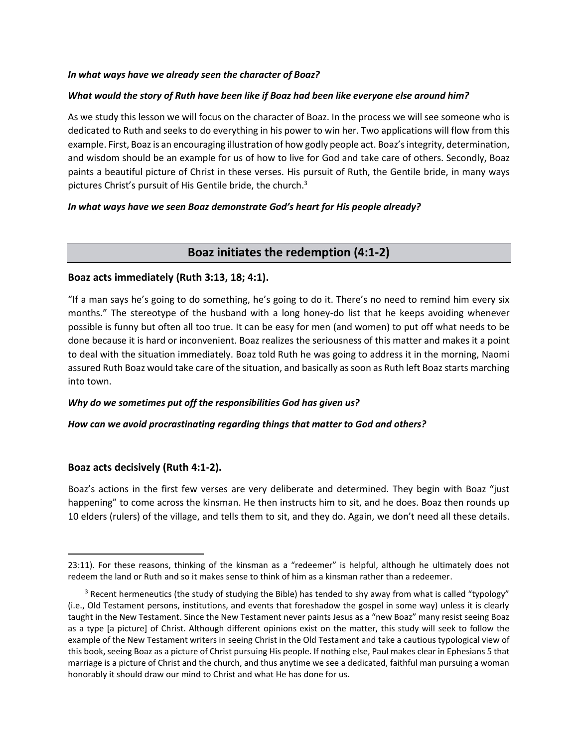***In what ways have we already seen the character of Boaz?***

***What would the story of Ruth have been like if Boaz had been like everyone else around him?***

As we study this lesson we will focus on the character of Boaz. In the process we will see someone who is dedicated to Ruth and seeks to do everything in his power to win her. Two applications will flow from this example. First, Boaz is an encouraging illustration of how godly people act. Boaz's integrity, determination, and wisdom should be an example for us of how to live for God and take care of others. Secondly, Boaz paints a beautiful picture of Christ in these verses. His pursuit of Ruth, the Gentile bride, in many ways pictures Christ's pursuit of His Gentile bride, the church.[3]

***In what ways have we seen Boaz demonstrate God's heart for His people already?***

## Boaz initiates the redemption (4:1-2)

### Boaz acts immediately (Ruth 3:13, 18; 4:1).

"If a man says he's going to do something, he's going to do it. There's no need to remind him every six months." The stereotype of the husband with a long honey-do list that he keeps avoiding whenever possible is funny but often all too true. It can be easy for men (and women) to put off what needs to be done because it is hard or inconvenient. Boaz realizes the seriousness of this matter and makes it a point to deal with the situation immediately. Boaz told Ruth he was going to address it in the morning, Naomi assured Ruth Boaz would take care of the situation, and basically as soon as Ruth left Boaz starts marching into town.

***Why do we sometimes put off the responsibilities God has given us?***

***How can we avoid procrastinating regarding things that matter to God and others?***

### Boaz acts decisively (Ruth 4:1-2).

Boaz's actions in the first few verses are very deliberate and determined. They begin with Boaz "just happening" to come across the kinsman. He then instructs him to sit, and he does. Boaz then rounds up 10 elders (rulers) of the village, and tells them to sit, and they do. Again, we don't need all these details.

---

23:11). For these reasons, thinking of the kinsman as a "redeemer" is helpful, although he ultimately does not redeem the land or Ruth and so it makes sense to think of him as a kinsman rather than a redeemer.

[3] Recent hermeneutics (the study of studying the Bible) has tended to shy away from what is called "typology" (i.e., Old Testament persons, institutions, and events that foreshadow the gospel in some way) unless it is clearly taught in the New Testament. Since the New Testament never paints Jesus as a "new Boaz" many resist seeing Boaz as a type [a picture] of Christ. Although different opinions exist on the matter, this study will seek to follow the example of the New Testament writers in seeing Christ in the Old Testament and take a cautious typological view of this book, seeing Boaz as a picture of Christ pursuing His people. If nothing else, Paul makes clear in Ephesians 5 that marriage is a picture of Christ and the church, and thus anytime we see a dedicated, faithful man pursuing a woman honorably it should draw our mind to Christ and what He has done for us.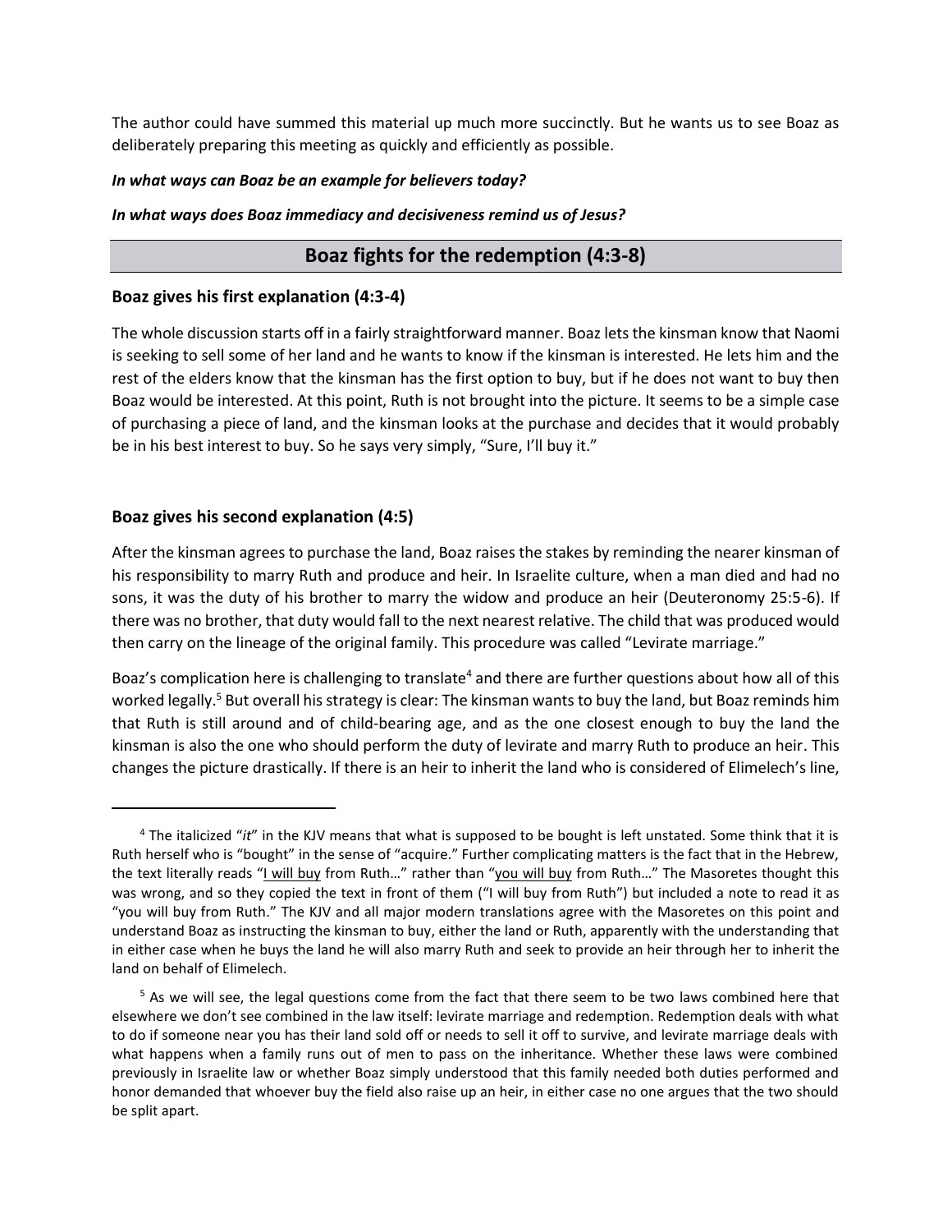The author could have summed this material up much more succinctly. But he wants us to see Boaz as deliberately preparing this meeting as quickly and efficiently as possible.

***In what ways can Boaz be an example for believers today?***

***In what ways does Boaz immediacy and decisiveness remind us of Jesus?***

## Boaz fights for the redemption (4:3-8)

### Boaz gives his first explanation (4:3-4)

The whole discussion starts off in a fairly straightforward manner. Boaz lets the kinsman know that Naomi is seeking to sell some of her land and he wants to know if the kinsman is interested. He lets him and the rest of the elders know that the kinsman has the first option to buy, but if he does not want to buy then Boaz would be interested. At this point, Ruth is not brought into the picture. It seems to be a simple case of purchasing a piece of land, and the kinsman looks at the purchase and decides that it would probably be in his best interest to buy. So he says very simply, "Sure, I'll buy it."

### Boaz gives his second explanation (4:5)

After the kinsman agrees to purchase the land, Boaz raises the stakes by reminding the nearer kinsman of his responsibility to marry Ruth and produce and heir. In Israelite culture, when a man died and had no sons, it was the duty of his brother to marry the widow and produce an heir (Deuteronomy 25:5-6). If there was no brother, that duty would fall to the next nearest relative. The child that was produced would then carry on the lineage of the original family. This procedure was called "Levirate marriage."

Boaz's complication here is challenging to translate[4] and there are further questions about how all of this worked legally.[5] But overall his strategy is clear: The kinsman wants to buy the land, but Boaz reminds him that Ruth is still around and of child-bearing age, and as the one closest enough to buy the land the kinsman is also the one who should perform the duty of levirate and marry Ruth to produce an heir. This changes the picture drastically. If there is an heir to inherit the land who is considered of Elimelech's line,

---

[4] The italicized "*it*" in the KJV means that what is supposed to be bought is left unstated. Some think that it is Ruth herself who is "bought" in the sense of "acquire." Further complicating matters is the fact that in the Hebrew, the text literally reads "I will buy from Ruth…" rather than "you will buy from Ruth…" The Masoretes thought this was wrong, and so they copied the text in front of them ("I will buy from Ruth") but included a note to read it as "you will buy from Ruth." The KJV and all major modern translations agree with the Masoretes on this point and understand Boaz as instructing the kinsman to buy, either the land or Ruth, apparently with the understanding that in either case when he buys the land he will also marry Ruth and seek to provide an heir through her to inherit the land on behalf of Elimelech.

[5] As we will see, the legal questions come from the fact that there seem to be two laws combined here that elsewhere we don't see combined in the law itself: levirate marriage and redemption. Redemption deals with what to do if someone near you has their land sold off or needs to sell it off to survive, and levirate marriage deals with what happens when a family runs out of men to pass on the inheritance. Whether these laws were combined previously in Israelite law or whether Boaz simply understood that this family needed both duties performed and honor demanded that whoever buy the field also raise up an heir, in either case no one argues that the two should be split apart.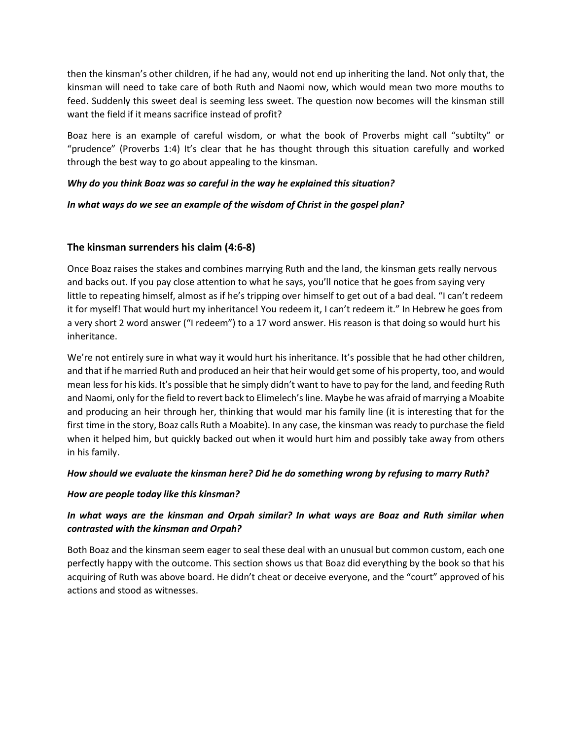then the kinsman's other children, if he had any, would not end up inheriting the land. Not only that, the kinsman will need to take care of both Ruth and Naomi now, which would mean two more mouths to feed. Suddenly this sweet deal is seeming less sweet. The question now becomes will the kinsman still want the field if it means sacrifice instead of profit?

Boaz here is an example of careful wisdom, or what the book of Proverbs might call "subtilty" or "prudence" (Proverbs 1:4) It's clear that he has thought through this situation carefully and worked through the best way to go about appealing to the kinsman.

***Why do you think Boaz was so careful in the way he explained this situation?***

***In what ways do we see an example of the wisdom of Christ in the gospel plan?***

## The kinsman surrenders his claim (4:6-8)

Once Boaz raises the stakes and combines marrying Ruth and the land, the kinsman gets really nervous and backs out. If you pay close attention to what he says, you'll notice that he goes from saying very little to repeating himself, almost as if he's tripping over himself to get out of a bad deal. "I can't redeem it for myself! That would hurt my inheritance! You redeem it, I can't redeem it." In Hebrew he goes from a very short 2 word answer ("I redeem") to a 17 word answer. His reason is that doing so would hurt his inheritance.

We're not entirely sure in what way it would hurt his inheritance. It's possible that he had other children, and that if he married Ruth and produced an heir that heir would get some of his property, too, and would mean less for his kids. It's possible that he simply didn't want to have to pay for the land, and feeding Ruth and Naomi, only for the field to revert back to Elimelech's line. Maybe he was afraid of marrying a Moabite and producing an heir through her, thinking that would mar his family line (it is interesting that for the first time in the story, Boaz calls Ruth a Moabite). In any case, the kinsman was ready to purchase the field when it helped him, but quickly backed out when it would hurt him and possibly take away from others in his family.

***How should we evaluate the kinsman here? Did he do something wrong by refusing to marry Ruth?***

***How are people today like this kinsman?***

***In what ways are the kinsman and Orpah similar? In what ways are Boaz and Ruth similar when contrasted with the kinsman and Orpah?***

Both Boaz and the kinsman seem eager to seal these deal with an unusual but common custom, each one perfectly happy with the outcome. This section shows us that Boaz did everything by the book so that his acquiring of Ruth was above board. He didn't cheat or deceive everyone, and the "court" approved of his actions and stood as witnesses.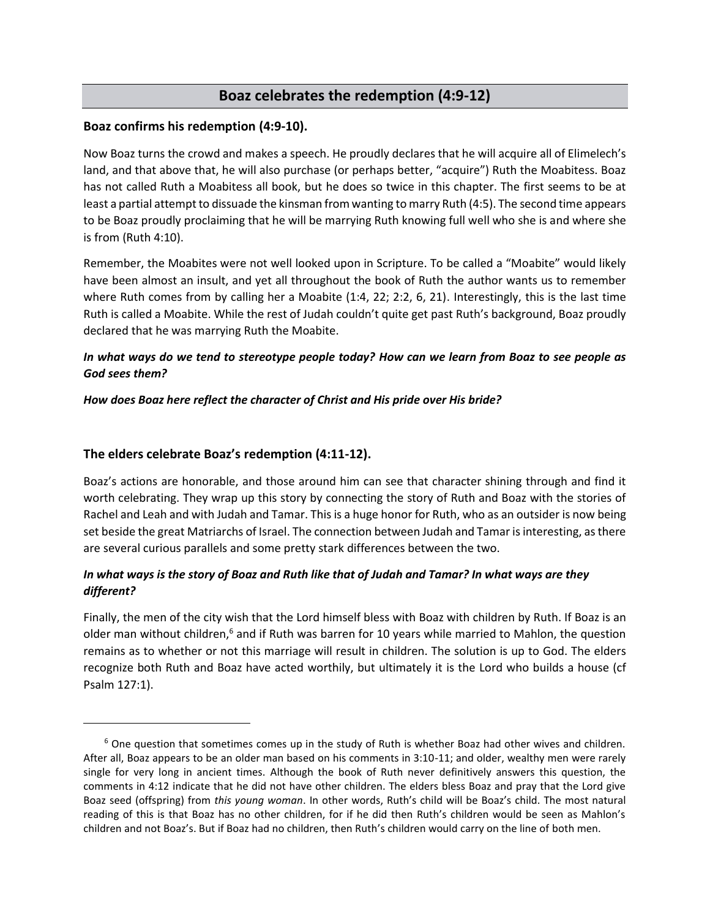## Boaz celebrates the redemption (4:9-12)

### Boaz confirms his redemption (4:9-10).

Now Boaz turns the crowd and makes a speech. He proudly declares that he will acquire all of Elimelech's land, and that above that, he will also purchase (or perhaps better, "acquire") Ruth the Moabitess. Boaz has not called Ruth a Moabitess all book, but he does so twice in this chapter. The first seems to be at least a partial attempt to dissuade the kinsman from wanting to marry Ruth (4:5). The second time appears to be Boaz proudly proclaiming that he will be marrying Ruth knowing full well who she is and where she is from (Ruth 4:10).

Remember, the Moabites were not well looked upon in Scripture. To be called a "Moabite" would likely have been almost an insult, and yet all throughout the book of Ruth the author wants us to remember where Ruth comes from by calling her a Moabite (1:4, 22; 2:2, 6, 21). Interestingly, this is the last time Ruth is called a Moabite. While the rest of Judah couldn't quite get past Ruth's background, Boaz proudly declared that he was marrying Ruth the Moabite.

***In what ways do we tend to stereotype people today? How can we learn from Boaz to see people as God sees them?***

***How does Boaz here reflect the character of Christ and His pride over His bride?***

### The elders celebrate Boaz's redemption (4:11-12).

Boaz's actions are honorable, and those around him can see that character shining through and find it worth celebrating. They wrap up this story by connecting the story of Ruth and Boaz with the stories of Rachel and Leah and with Judah and Tamar. This is a huge honor for Ruth, who as an outsider is now being set beside the great Matriarchs of Israel. The connection between Judah and Tamar is interesting, as there are several curious parallels and some pretty stark differences between the two.

***In what ways is the story of Boaz and Ruth like that of Judah and Tamar? In what ways are they different?***

Finally, the men of the city wish that the Lord himself bless with Boaz with children by Ruth. If Boaz is an older man without children,[6] and if Ruth was barren for 10 years while married to Mahlon, the question remains as to whether or not this marriage will result in children. The solution is up to God. The elders recognize both Ruth and Boaz have acted worthily, but ultimately it is the Lord who builds a house (cf Psalm 127:1).

---

[6] One question that sometimes comes up in the study of Ruth is whether Boaz had other wives and children. After all, Boaz appears to be an older man based on his comments in 3:10-11; and older, wealthy men were rarely single for very long in ancient times. Although the book of Ruth never definitively answers this question, the comments in 4:12 indicate that he did not have other children. The elders bless Boaz and pray that the Lord give Boaz seed (offspring) from *this young woman*. In other words, Ruth's child will be Boaz's child. The most natural reading of this is that Boaz has no other children, for if he did then Ruth's children would be seen as Mahlon's children and not Boaz's. But if Boaz had no children, then Ruth's children would carry on the line of both men.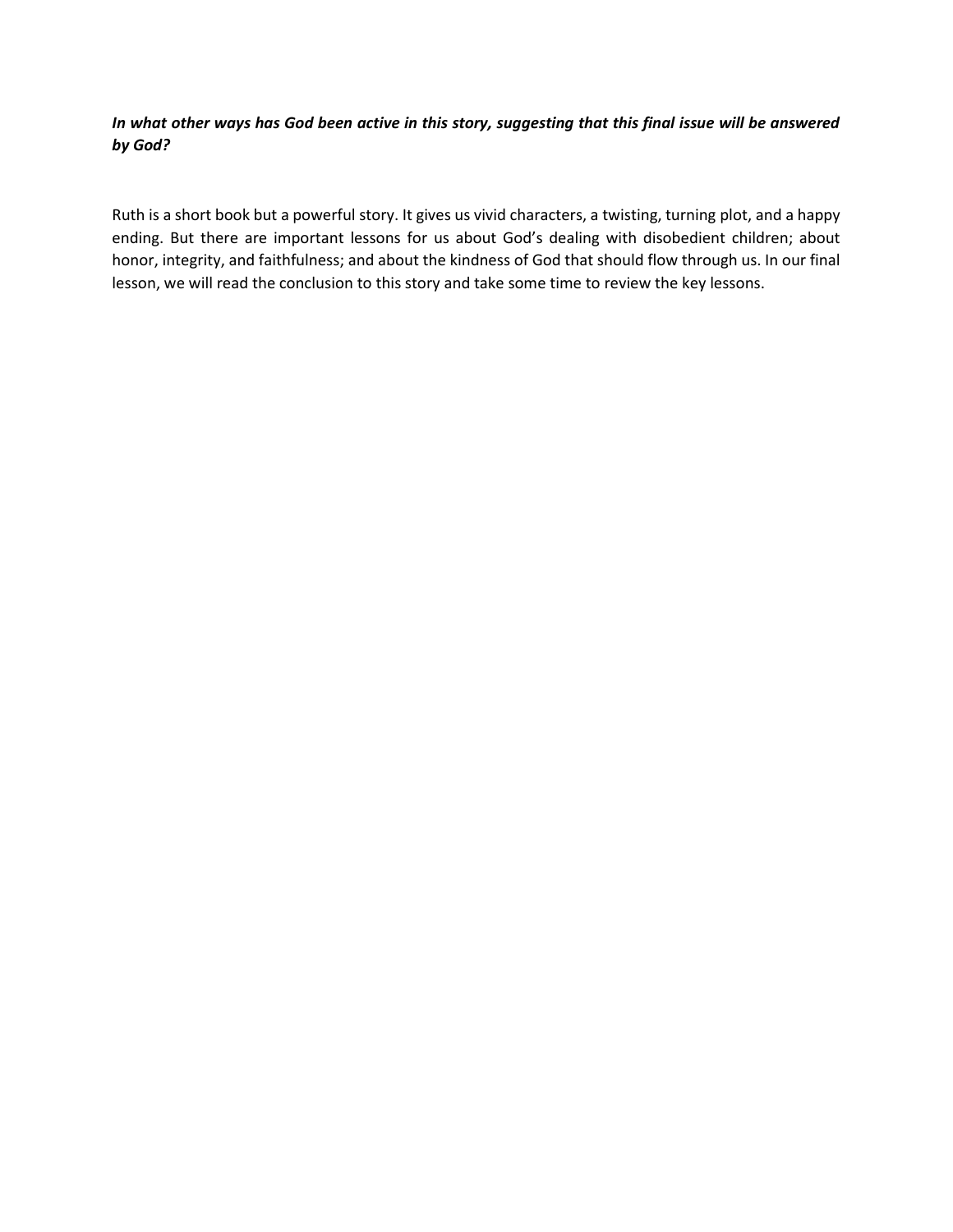***In what other ways has God been active in this story, suggesting that this final issue will be answered by God?***

Ruth is a short book but a powerful story. It gives us vivid characters, a twisting, turning plot, and a happy ending. But there are important lessons for us about God's dealing with disobedient children; about honor, integrity, and faithfulness; and about the kindness of God that should flow through us. In our final lesson, we will read the conclusion to this story and take some time to review the key lessons.